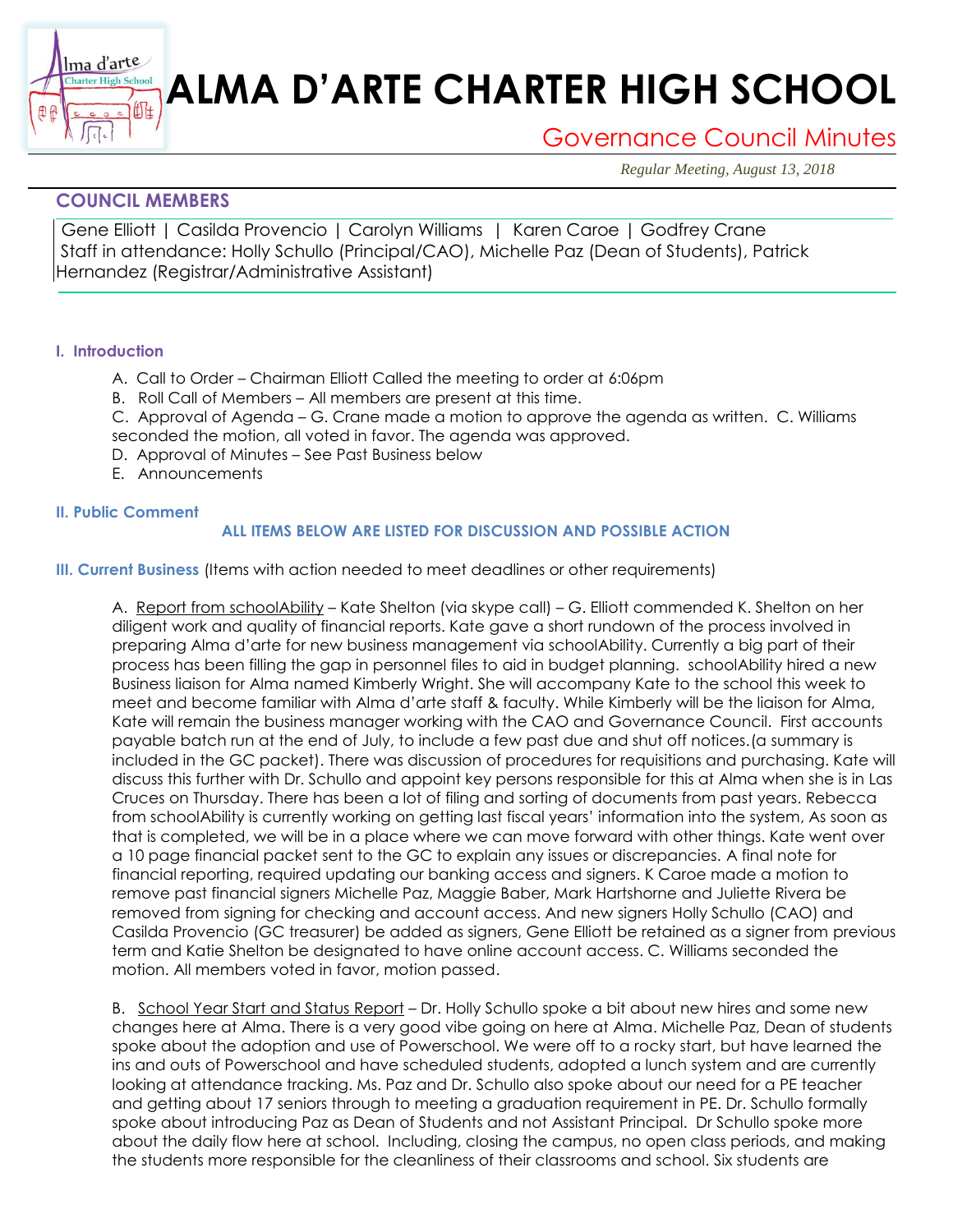# ALMA D'ARTE CHARTER HIGH SCHOOL

## Governance Council Minutes

*Regular Meeting, August 13, 2018*

### COUNCIL MEMBERS

Gene Elliott | Casilda Provencio | Carolyn Williams | Karen Caroe | Godfrey Crane
Staff in attendance: Holly Schullo (Principal/CAO), Michelle Paz (Dean of Students), Patrick Hernandez (Registrar/Administrative Assistant)

#### I. Introduction

A. Call to Order – Chairman Elliott Called the meeting to order at 6:06pm
B. Roll Call of Members – All members are present at this time.
C. Approval of Agenda – G. Crane made a motion to approve the agenda as written. C. Williams seconded the motion, all voted in favor. The agenda was approved.
D. Approval of Minutes – See Past Business below
E. Announcements

#### II. Public Comment

**ALL ITEMS BELOW ARE LISTED FOR DISCUSSION AND POSSIBLE ACTION**

**III. Current Business** (Items with action needed to meet deadlines or other requirements)

A. Report from schoolAbility – Kate Shelton (via skype call) – G. Elliott commended K. Shelton on her diligent work and quality of financial reports. Kate gave a short rundown of the process involved in preparing Alma d'arte for new business management via schoolAbility. Currently a big part of their process has been filling the gap in personnel files to aid in budget planning. schoolAbility hired a new Business liaison for Alma named Kimberly Wright. She will accompany Kate to the school this week to meet and become familiar with Alma d'arte staff & faculty. While Kimberly will be the liaison for Alma, Kate will remain the business manager working with the CAO and Governance Council. First accounts payable batch run at the end of July, to include a few past due and shut off notices.(a summary is included in the GC packet). There was discussion of procedures for requisitions and purchasing. Kate will discuss this further with Dr. Schullo and appoint key persons responsible for this at Alma when she is in Las Cruces on Thursday. There has been a lot of filing and sorting of documents from past years. Rebecca from schoolAbility is currently working on getting last fiscal years' information into the system, As soon as that is completed, we will be in a place where we can move forward with other things. Kate went over a 10 page financial packet sent to the GC to explain any issues or discrepancies. A final note for financial reporting, required updating our banking access and signers. K Caroe made a motion to remove past financial signers Michelle Paz, Maggie Baber, Mark Hartshorne and Juliette Rivera be removed from signing for checking and account access. And new signers Holly Schullo (CAO) and Casilda Provencio (GC treasurer) be added as signers, Gene Elliott be retained as a signer from previous term and Katie Shelton be designated to have online account access. C. Williams seconded the motion. All members voted in favor, motion passed.

B. School Year Start and Status Report – Dr. Holly Schullo spoke a bit about new hires and some new changes here at Alma. There is a very good vibe going on here at Alma. Michelle Paz, Dean of students spoke about the adoption and use of Powerschool. We were off to a rocky start, but have learned the ins and outs of Powerschool and have scheduled students, adopted a lunch system and are currently looking at attendance tracking. Ms. Paz and Dr. Schullo also spoke about our need for a PE teacher and getting about 17 seniors through to meeting a graduation requirement in PE. Dr. Schullo formally spoke about introducing Paz as Dean of Students and not Assistant Principal. Dr Schullo spoke more about the daily flow here at school. Including, closing the campus, no open class periods, and making the students more responsible for the cleanliness of their classrooms and school. Six students are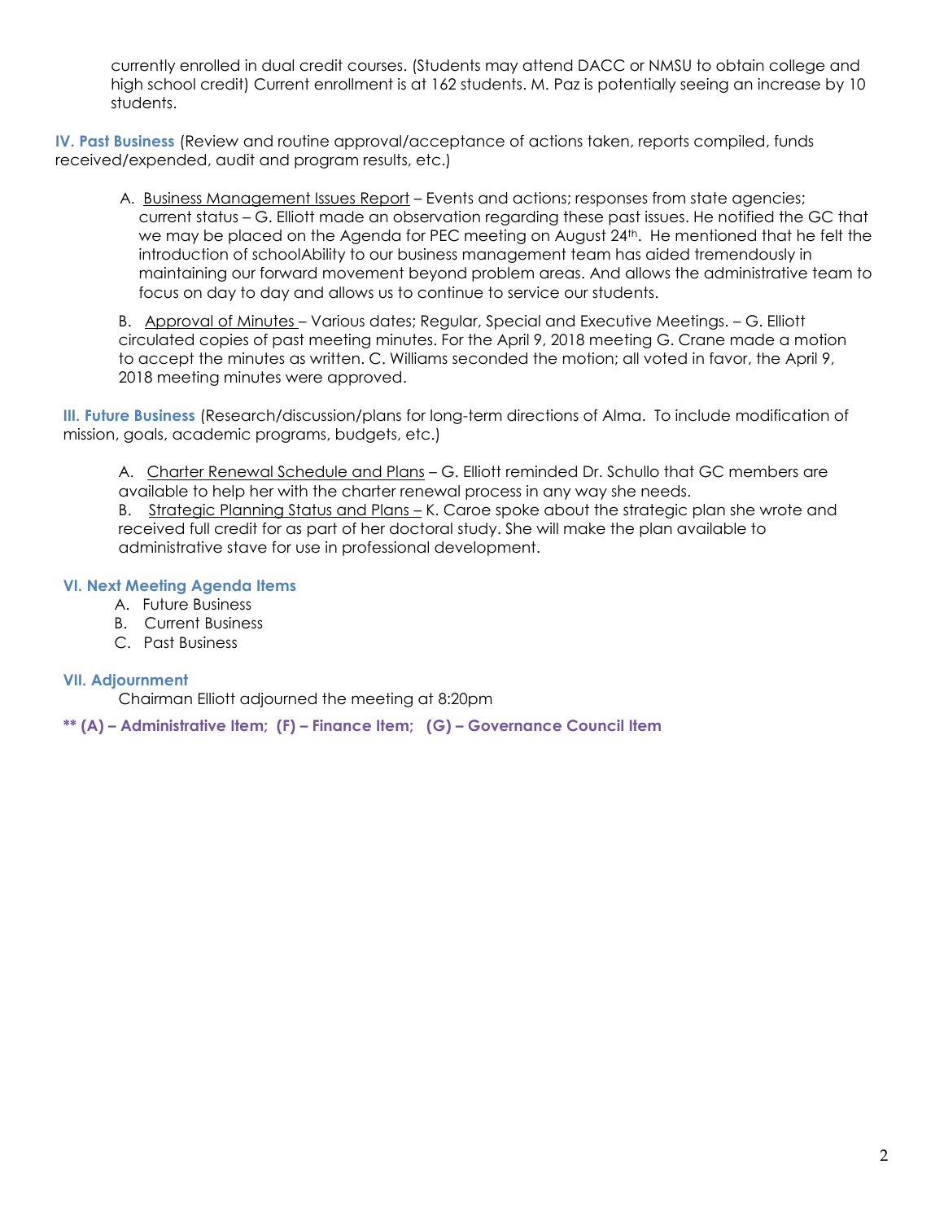currently enrolled in dual credit courses. (Students may attend DACC or NMSU to obtain college and high school credit) Current enrollment is at 162 students. M. Paz is potentially seeing an increase by 10 students.

**IV. Past Business** (Review and routine approval/acceptance of actions taken, reports compiled, funds received/expended, audit and program results, etc.)

A. Business Management Issues Report – Events and actions; responses from state agencies; current status – G. Elliott made an observation regarding these past issues. He notified the GC that we may be placed on the Agenda for PEC meeting on August 24th. He mentioned that he felt the introduction of schoolAbility to our business management team has aided tremendously in maintaining our forward movement beyond problem areas. And allows the administrative team to focus on day to day and allows us to continue to service our students.

B. Approval of Minutes – Various dates; Regular, Special and Executive Meetings. – G. Elliott circulated copies of past meeting minutes. For the April 9, 2018 meeting G. Crane made a motion to accept the minutes as written. C. Williams seconded the motion; all voted in favor, the April 9, 2018 meeting minutes were approved.

**III. Future Business** (Research/discussion/plans for long-term directions of Alma. To include modification of mission, goals, academic programs, budgets, etc.)

A. Charter Renewal Schedule and Plans – G. Elliott reminded Dr. Schullo that GC members are available to help her with the charter renewal process in any way she needs.

B. Strategic Planning Status and Plans – K. Caroe spoke about the strategic plan she wrote and received full credit for as part of her doctoral study. She will make the plan available to administrative stave for use in professional development.

**VI. Next Meeting Agenda Items**

A. Future Business
B. Current Business
C. Past Business

**VII. Adjournment**

Chairman Elliott adjourned the meeting at 8:20pm

**\*\* (A) – Administrative Item; (F) – Finance Item; (G) – Governance Council Item**